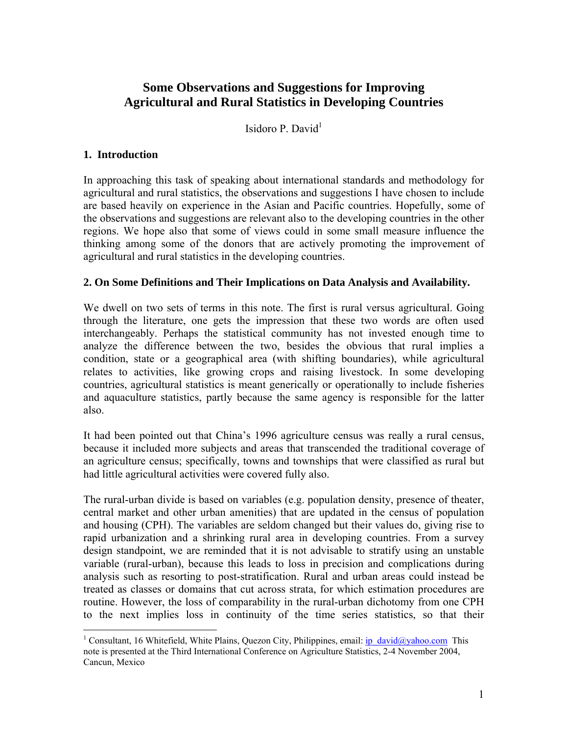# Some Observations and Suggestions for Improving Agricultural and Rural Statistics in Developing Countries

Isidoro P. David[1]

## 1. Introduction

In approaching this task of speaking about international standards and methodology for agricultural and rural statistics, the observations and suggestions I have chosen to include are based heavily on experience in the Asian and Pacific countries. Hopefully, some of the observations and suggestions are relevant also to the developing countries in the other regions. We hope also that some of views could in some small measure influence the thinking among some of the donors that are actively promoting the improvement of agricultural and rural statistics in the developing countries.

## 2. On Some Definitions and Their Implications on Data Analysis and Availability.

We dwell on two sets of terms in this note. The first is rural versus agricultural. Going through the literature, one gets the impression that these two words are often used interchangeably. Perhaps the statistical community has not invested enough time to analyze the difference between the two, besides the obvious that rural implies a condition, state or a geographical area (with shifting boundaries), while agricultural relates to activities, like growing crops and raising livestock. In some developing countries, agricultural statistics is meant generically or operationally to include fisheries and aquaculture statistics, partly because the same agency is responsible for the latter also.

It had been pointed out that China's 1996 agriculture census was really a rural census, because it included more subjects and areas that transcended the traditional coverage of an agriculture census; specifically, towns and townships that were classified as rural but had little agricultural activities were covered fully also.

The rural-urban divide is based on variables (e.g. population density, presence of theater, central market and other urban amenities) that are updated in the census of population and housing (CPH). The variables are seldom changed but their values do, giving rise to rapid urbanization and a shrinking rural area in developing countries. From a survey design standpoint, we are reminded that it is not advisable to stratify using an unstable variable (rural-urban), because this leads to loss in precision and complications during analysis such as resorting to post-stratification. Rural and urban areas could instead be treated as classes or domains that cut across strata, for which estimation procedures are routine. However, the loss of comparability in the rural-urban dichotomy from one CPH to the next implies loss in continuity of the time series statistics, so that their

[1] Consultant, 16 Whitefield, White Plains, Quezon City, Philippines, email: ip_david@yahoo.com This note is presented at the Third International Conference on Agriculture Statistics, 2-4 November 2004, Cancun, Mexico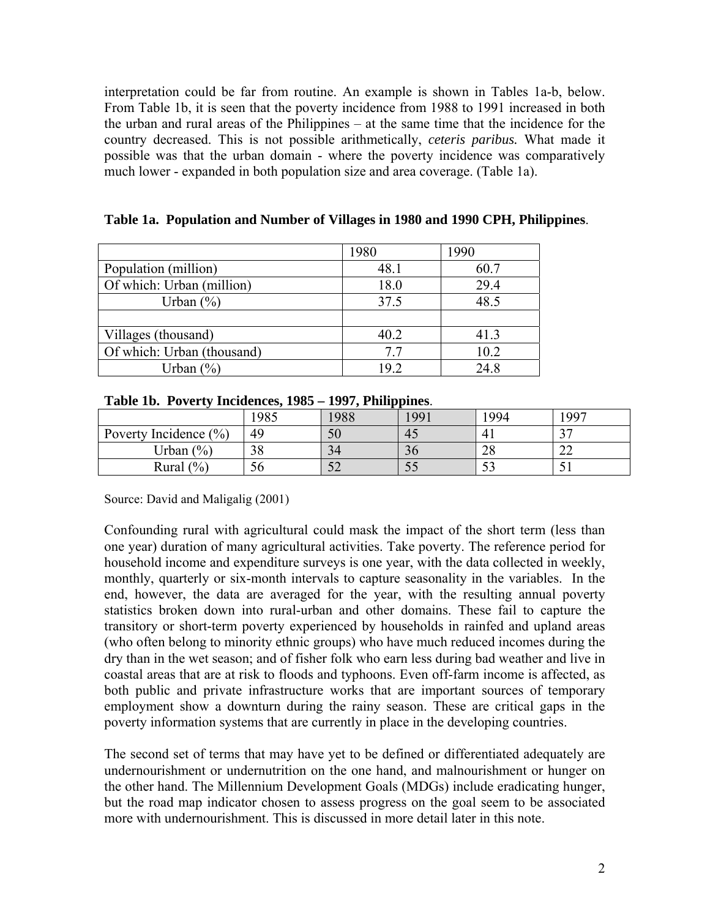interpretation could be far from routine. An example is shown in Tables 1a-b, below. From Table 1b, it is seen that the poverty incidence from 1988 to 1991 increased in both the urban and rural areas of the Philippines – at the same time that the incidence for the country decreased. This is not possible arithmetically, *ceteris paribus.* What made it possible was that the urban domain - where the poverty incidence was comparatively much lower - expanded in both population size and area coverage. (Table 1a).

**Table 1a. Population and Number of Villages in 1980 and 1990 CPH, Philippines**.

| | 1980 | 1990 |
|---|---|---|
| Population (million) | 48.1 | 60.7 |
| Of which: Urban (million) | 18.0 | 29.4 |
| Urban (%) | 37.5 | 48.5 |
| | | |
| Villages (thousand) | 40.2 | 41.3 |
| Of which: Urban (thousand) | 7.7 | 10.2 |
| Urban (%) | 19.2 | 24.8 |

**Table 1b. Poverty Incidences, 1985 – 1997, Philippines**.

| | 1985 | 1988 | 1991 | 1994 | 1997 |
|---|---|---|---|---|---|
| Poverty Incidence (%) | 49 | 50 | 45 | 41 | 37 |
| Urban (%) | 38 | 34 | 36 | 28 | 22 |
| Rural (%) | 56 | 52 | 55 | 53 | 51 |

Source: David and Maligalig (2001)

Confounding rural with agricultural could mask the impact of the short term (less than one year) duration of many agricultural activities. Take poverty. The reference period for household income and expenditure surveys is one year, with the data collected in weekly, monthly, quarterly or six-month intervals to capture seasonality in the variables. In the end, however, the data are averaged for the year, with the resulting annual poverty statistics broken down into rural-urban and other domains. These fail to capture the transitory or short-term poverty experienced by households in rainfed and upland areas (who often belong to minority ethnic groups) who have much reduced incomes during the dry than in the wet season; and of fisher folk who earn less during bad weather and live in coastal areas that are at risk to floods and typhoons. Even off-farm income is affected, as both public and private infrastructure works that are important sources of temporary employment show a downturn during the rainy season. These are critical gaps in the poverty information systems that are currently in place in the developing countries.

The second set of terms that may have yet to be defined or differentiated adequately are undernourishment or undernutrition on the one hand, and malnourishment or hunger on the other hand. The Millennium Development Goals (MDGs) include eradicating hunger, but the road map indicator chosen to assess progress on the goal seem to be associated more with undernourishment. This is discussed in more detail later in this note.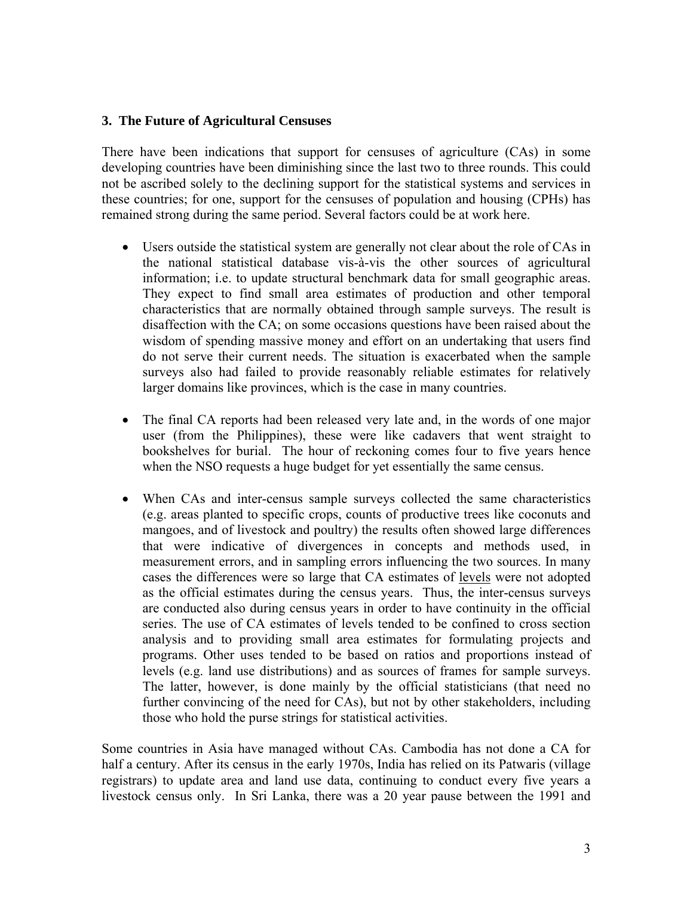### 3. The Future of Agricultural Censuses

There have been indications that support for censuses of agriculture (CAs) in some developing countries have been diminishing since the last two to three rounds. This could not be ascribed solely to the declining support for the statistical systems and services in these countries; for one, support for the censuses of population and housing (CPHs) has remained strong during the same period. Several factors could be at work here.

- Users outside the statistical system are generally not clear about the role of CAs in the national statistical database vis-à-vis the other sources of agricultural information; i.e. to update structural benchmark data for small geographic areas. They expect to find small area estimates of production and other temporal characteristics that are normally obtained through sample surveys. The result is disaffection with the CA; on some occasions questions have been raised about the wisdom of spending massive money and effort on an undertaking that users find do not serve their current needs. The situation is exacerbated when the sample surveys also had failed to provide reasonably reliable estimates for relatively larger domains like provinces, which is the case in many countries.

- The final CA reports had been released very late and, in the words of one major user (from the Philippines), these were like cadavers that went straight to bookshelves for burial. The hour of reckoning comes four to five years hence when the NSO requests a huge budget for yet essentially the same census.

- When CAs and inter-census sample surveys collected the same characteristics (e.g. areas planted to specific crops, counts of productive trees like coconuts and mangoes, and of livestock and poultry) the results often showed large differences that were indicative of divergences in concepts and methods used, in measurement errors, and in sampling errors influencing the two sources. In many cases the differences were so large that CA estimates of <u>levels</u> were not adopted as the official estimates during the census years. Thus, the inter-census surveys are conducted also during census years in order to have continuity in the official series. The use of CA estimates of levels tended to be confined to cross section analysis and to providing small area estimates for formulating projects and programs. Other uses tended to be based on ratios and proportions instead of levels (e.g. land use distributions) and as sources of frames for sample surveys. The latter, however, is done mainly by the official statisticians (that need no further convincing of the need for CAs), but not by other stakeholders, including those who hold the purse strings for statistical activities.

Some countries in Asia have managed without CAs. Cambodia has not done a CA for half a century. After its census in the early 1970s, India has relied on its Patwaris (village registrars) to update area and land use data, continuing to conduct every five years a livestock census only. In Sri Lanka, there was a 20 year pause between the 1991 and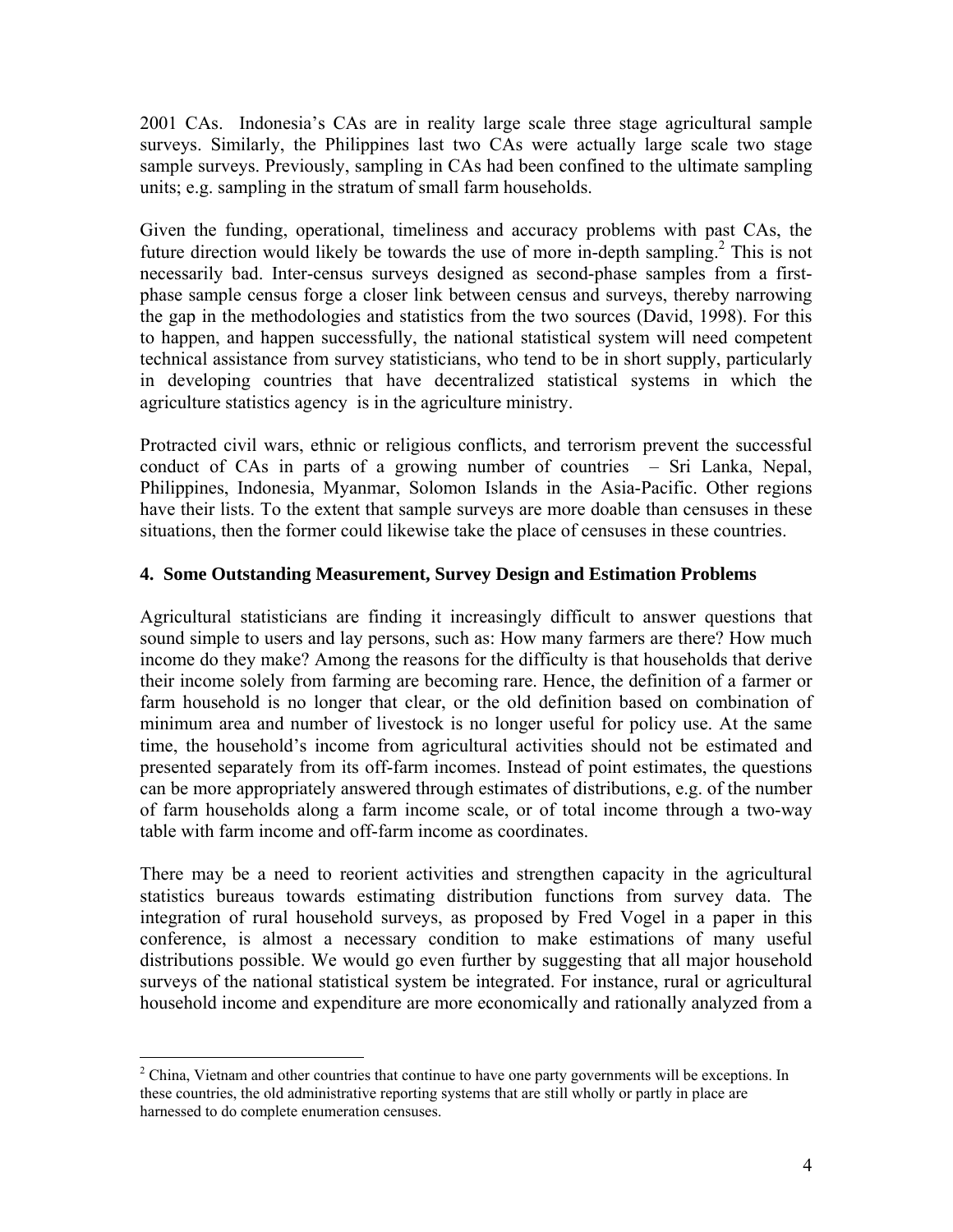2001 CAs. Indonesia's CAs are in reality large scale three stage agricultural sample surveys. Similarly, the Philippines last two CAs were actually large scale two stage sample surveys. Previously, sampling in CAs had been confined to the ultimate sampling units; e.g. sampling in the stratum of small farm households.

Given the funding, operational, timeliness and accuracy problems with past CAs, the future direction would likely be towards the use of more in-depth sampling.[2] This is not necessarily bad. Inter-census surveys designed as second-phase samples from a first-phase sample census forge a closer link between census and surveys, thereby narrowing the gap in the methodologies and statistics from the two sources (David, 1998). For this to happen, and happen successfully, the national statistical system will need competent technical assistance from survey statisticians, who tend to be in short supply, particularly in developing countries that have decentralized statistical systems in which the agriculture statistics agency is in the agriculture ministry.

Protracted civil wars, ethnic or religious conflicts, and terrorism prevent the successful conduct of CAs in parts of a growing number of countries – Sri Lanka, Nepal, Philippines, Indonesia, Myanmar, Solomon Islands in the Asia-Pacific. Other regions have their lists. To the extent that sample surveys are more doable than censuses in these situations, then the former could likewise take the place of censuses in these countries.

## 4. Some Outstanding Measurement, Survey Design and Estimation Problems

Agricultural statisticians are finding it increasingly difficult to answer questions that sound simple to users and lay persons, such as: How many farmers are there? How much income do they make? Among the reasons for the difficulty is that households that derive their income solely from farming are becoming rare. Hence, the definition of a farmer or farm household is no longer that clear, or the old definition based on combination of minimum area and number of livestock is no longer useful for policy use. At the same time, the household's income from agricultural activities should not be estimated and presented separately from its off-farm incomes. Instead of point estimates, the questions can be more appropriately answered through estimates of distributions, e.g. of the number of farm households along a farm income scale, or of total income through a two-way table with farm income and off-farm income as coordinates.

There may be a need to reorient activities and strengthen capacity in the agricultural statistics bureaus towards estimating distribution functions from survey data. The integration of rural household surveys, as proposed by Fred Vogel in a paper in this conference, is almost a necessary condition to make estimations of many useful distributions possible. We would go even further by suggesting that all major household surveys of the national statistical system be integrated. For instance, rural or agricultural household income and expenditure are more economically and rationally analyzed from a

[2] China, Vietnam and other countries that continue to have one party governments will be exceptions. In these countries, the old administrative reporting systems that are still wholly or partly in place are harnessed to do complete enumeration censuses.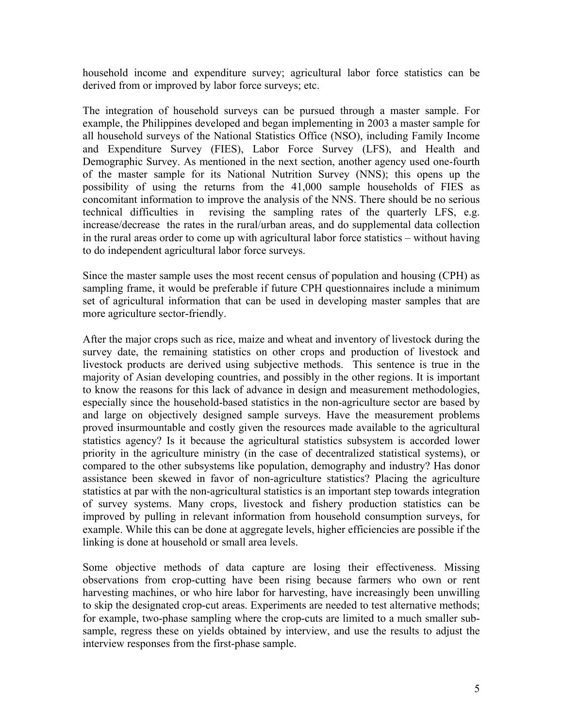household income and expenditure survey; agricultural labor force statistics can be derived from or improved by labor force surveys; etc.

The integration of household surveys can be pursued through a master sample. For example, the Philippines developed and began implementing in 2003 a master sample for all household surveys of the National Statistics Office (NSO), including Family Income and Expenditure Survey (FIES), Labor Force Survey (LFS), and Health and Demographic Survey. As mentioned in the next section, another agency used one-fourth of the master sample for its National Nutrition Survey (NNS); this opens up the possibility of using the returns from the 41,000 sample households of FIES as concomitant information to improve the analysis of the NNS. There should be no serious technical difficulties in revising the sampling rates of the quarterly LFS, e.g. increase/decrease the rates in the rural/urban areas, and do supplemental data collection in the rural areas order to come up with agricultural labor force statistics – without having to do independent agricultural labor force surveys.

Since the master sample uses the most recent census of population and housing (CPH) as sampling frame, it would be preferable if future CPH questionnaires include a minimum set of agricultural information that can be used in developing master samples that are more agriculture sector-friendly.

After the major crops such as rice, maize and wheat and inventory of livestock during the survey date, the remaining statistics on other crops and production of livestock and livestock products are derived using subjective methods. This sentence is true in the majority of Asian developing countries, and possibly in the other regions. It is important to know the reasons for this lack of advance in design and measurement methodologies, especially since the household-based statistics in the non-agriculture sector are based by and large on objectively designed sample surveys. Have the measurement problems proved insurmountable and costly given the resources made available to the agricultural statistics agency? Is it because the agricultural statistics subsystem is accorded lower priority in the agriculture ministry (in the case of decentralized statistical systems), or compared to the other subsystems like population, demography and industry? Has donor assistance been skewed in favor of non-agriculture statistics? Placing the agriculture statistics at par with the non-agricultural statistics is an important step towards integration of survey systems. Many crops, livestock and fishery production statistics can be improved by pulling in relevant information from household consumption surveys, for example. While this can be done at aggregate levels, higher efficiencies are possible if the linking is done at household or small area levels.

Some objective methods of data capture are losing their effectiveness. Missing observations from crop-cutting have been rising because farmers who own or rent harvesting machines, or who hire labor for harvesting, have increasingly been unwilling to skip the designated crop-cut areas. Experiments are needed to test alternative methods; for example, two-phase sampling where the crop-cuts are limited to a much smaller sub-sample, regress these on yields obtained by interview, and use the results to adjust the interview responses from the first-phase sample.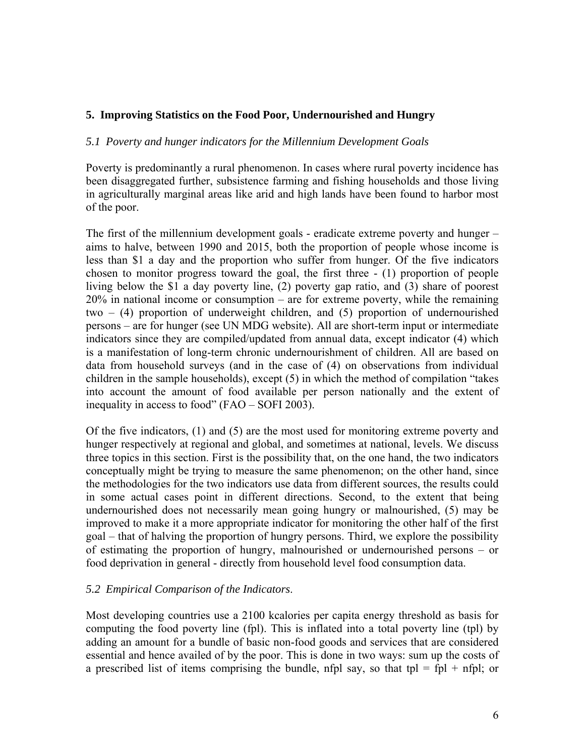## 5. Improving Statistics on the Food Poor, Undernourished and Hungry

### *5.1 Poverty and hunger indicators for the Millennium Development Goals*

Poverty is predominantly a rural phenomenon. In cases where rural poverty incidence has been disaggregated further, subsistence farming and fishing households and those living in agriculturally marginal areas like arid and high lands have been found to harbor most of the poor.

The first of the millennium development goals - eradicate extreme poverty and hunger – aims to halve, between 1990 and 2015, both the proportion of people whose income is less than \$1 a day and the proportion who suffer from hunger. Of the five indicators chosen to monitor progress toward the goal, the first three - (1) proportion of people living below the \$1 a day poverty line, (2) poverty gap ratio, and (3) share of poorest 20% in national income or consumption – are for extreme poverty, while the remaining two – (4) proportion of underweight children, and (5) proportion of undernourished persons – are for hunger (see UN MDG website). All are short-term input or intermediate indicators since they are compiled/updated from annual data, except indicator (4) which is a manifestation of long-term chronic undernourishment of children. All are based on data from household surveys (and in the case of (4) on observations from individual children in the sample households), except (5) in which the method of compilation "takes into account the amount of food available per person nationally and the extent of inequality in access to food" (FAO – SOFI 2003).

Of the five indicators, (1) and (5) are the most used for monitoring extreme poverty and hunger respectively at regional and global, and sometimes at national, levels. We discuss three topics in this section. First is the possibility that, on the one hand, the two indicators conceptually might be trying to measure the same phenomenon; on the other hand, since the methodologies for the two indicators use data from different sources, the results could in some actual cases point in different directions. Second, to the extent that being undernourished does not necessarily mean going hungry or malnourished, (5) may be improved to make it a more appropriate indicator for monitoring the other half of the first goal – that of halving the proportion of hungry persons. Third, we explore the possibility of estimating the proportion of hungry, malnourished or undernourished persons – or food deprivation in general - directly from household level food consumption data.

### *5.2 Empirical Comparison of the Indicators*.

Most developing countries use a 2100 kcalories per capita energy threshold as basis for computing the food poverty line (fpl). This is inflated into a total poverty line (tpl) by adding an amount for a bundle of basic non-food goods and services that are considered essential and hence availed of by the poor. This is done in two ways: sum up the costs of a prescribed list of items comprising the bundle, nfpl say, so that tpl = fpl + nfpl; or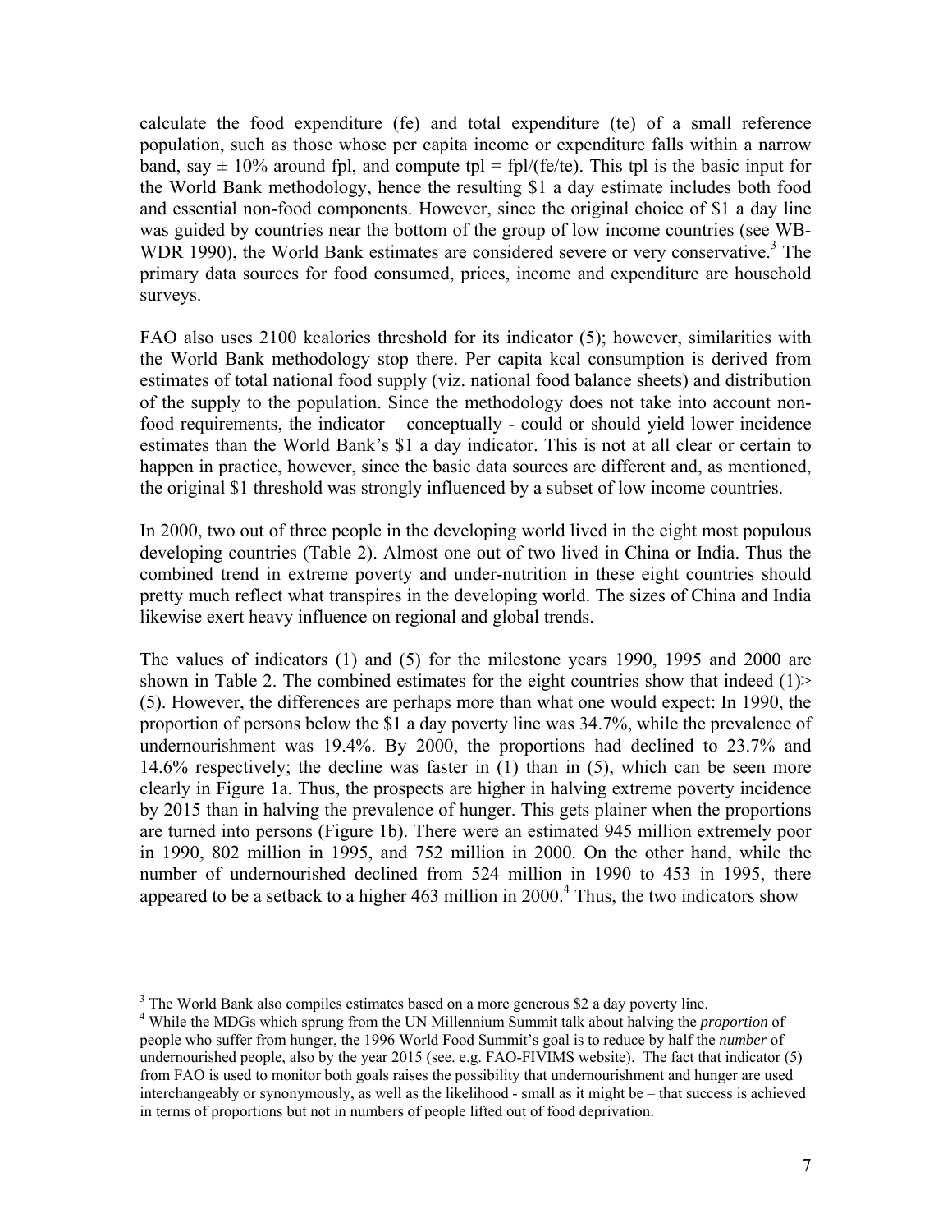calculate the food expenditure (fe) and total expenditure (te) of a small reference population, such as those whose per capita income or expenditure falls within a narrow band, say ± 10% around fpl, and compute tpl = fpl/(fe/te). This tpl is the basic input for the World Bank methodology, hence the resulting $1 a day estimate includes both food and essential non-food components. However, since the original choice of $1 a day line was guided by countries near the bottom of the group of low income countries (see WB-WDR 1990), the World Bank estimates are considered severe or very conservative.[3] The primary data sources for food consumed, prices, income and expenditure are household surveys.

FAO also uses 2100 kcalories threshold for its indicator (5); however, similarities with the World Bank methodology stop there. Per capita kcal consumption is derived from estimates of total national food supply (viz. national food balance sheets) and distribution of the supply to the population. Since the methodology does not take into account non-food requirements, the indicator – conceptually - could or should yield lower incidence estimates than the World Bank's $1 a day indicator. This is not at all clear or certain to happen in practice, however, since the basic data sources are different and, as mentioned, the original $1 threshold was strongly influenced by a subset of low income countries.

In 2000, two out of three people in the developing world lived in the eight most populous developing countries (Table 2). Almost one out of two lived in China or India. Thus the combined trend in extreme poverty and under-nutrition in these eight countries should pretty much reflect what transpires in the developing world. The sizes of China and India likewise exert heavy influence on regional and global trends.

The values of indicators (1) and (5) for the milestone years 1990, 1995 and 2000 are shown in Table 2. The combined estimates for the eight countries show that indeed (1)> (5). However, the differences are perhaps more than what one would expect: In 1990, the proportion of persons below the $1 a day poverty line was 34.7%, while the prevalence of undernourishment was 19.4%. By 2000, the proportions had declined to 23.7% and 14.6% respectively; the decline was faster in (1) than in (5), which can be seen more clearly in Figure 1a. Thus, the prospects are higher in halving extreme poverty incidence by 2015 than in halving the prevalence of hunger. This gets plainer when the proportions are turned into persons (Figure 1b). There were an estimated 945 million extremely poor in 1990, 802 million in 1995, and 752 million in 2000. On the other hand, while the number of undernourished declined from 524 million in 1990 to 453 in 1995, there appeared to be a setback to a higher 463 million in 2000.[4] Thus, the two indicators show

---

[3] The World Bank also compiles estimates based on a more generous $2 a day poverty line.

[4] While the MDGs which sprung from the UN Millennium Summit talk about halving the *proportion* of people who suffer from hunger, the 1996 World Food Summit's goal is to reduce by half the *number* of undernourished people, also by the year 2015 (see. e.g. FAO-FIVIMS website). The fact that indicator (5) from FAO is used to monitor both goals raises the possibility that undernourishment and hunger are used interchangeably or synonymously, as well as the likelihood - small as it might be – that success is achieved in terms of proportions but not in numbers of people lifted out of food deprivation.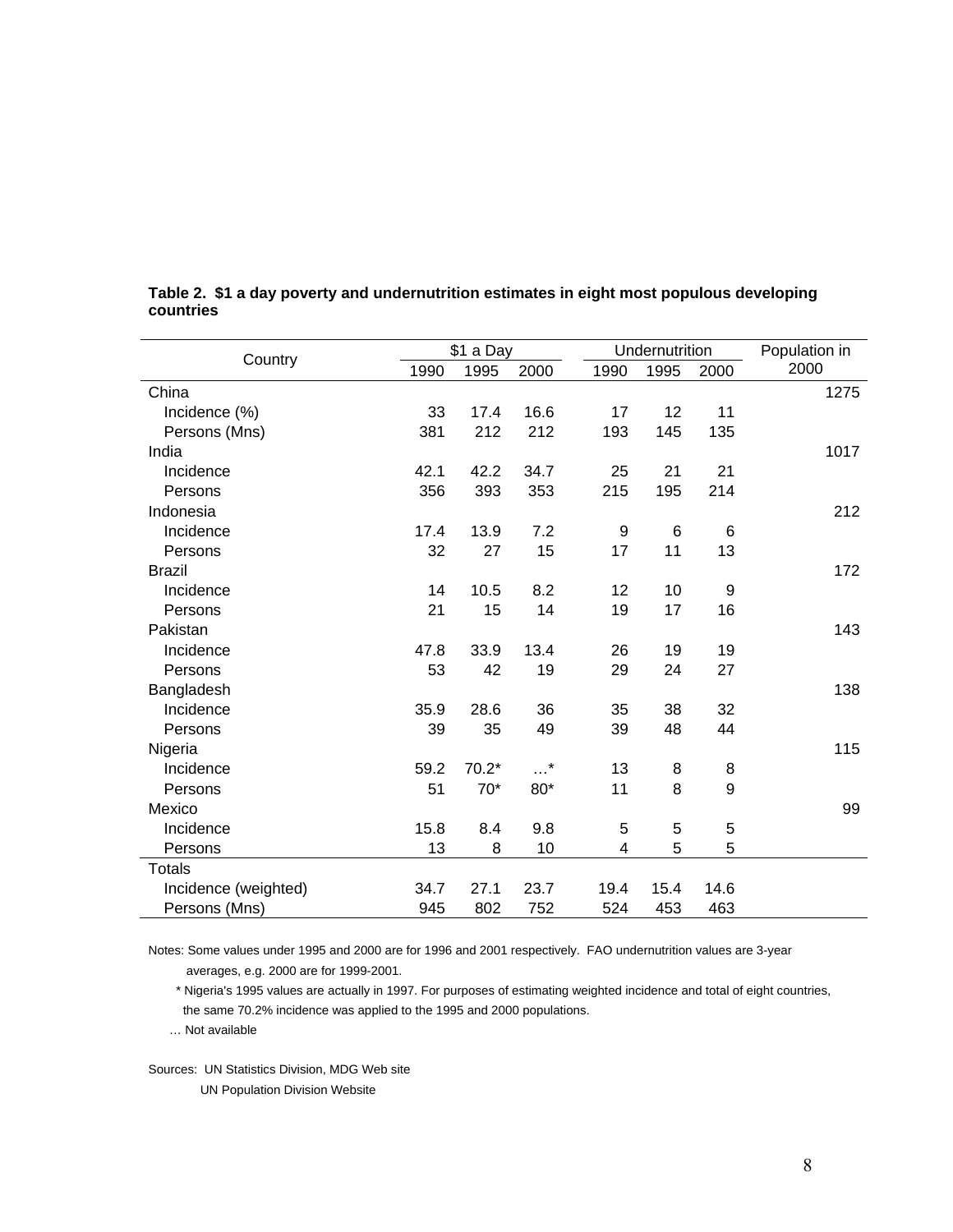**Table 2. $1 a day poverty and undernutrition estimates in eight most populous developing countries**

| Country | $1 a Day | | | Undernutrition | | | Population in 2000 |
|---|---|---|---|---|---|---|---|
| | 1990 | 1995 | 2000 | 1990 | 1995 | 2000 | |
| China | | | | | | | 1275 |
| Incidence (%) | 33 | 17.4 | 16.6 | 17 | 12 | 11 | |
| Persons (Mns) | 381 | 212 | 212 | 193 | 145 | 135 | |
| India | | | | | | | 1017 |
| Incidence | 42.1 | 42.2 | 34.7 | 25 | 21 | 21 | |
| Persons | 356 | 393 | 353 | 215 | 195 | 214 | |
| Indonesia | | | | | | | 212 |
| Incidence | 17.4 | 13.9 | 7.2 | 9 | 6 | 6 | |
| Persons | 32 | 27 | 15 | 17 | 11 | 13 | |
| Brazil | | | | | | | 172 |
| Incidence | 14 | 10.5 | 8.2 | 12 | 10 | 9 | |
| Persons | 21 | 15 | 14 | 19 | 17 | 16 | |
| Pakistan | | | | | | | 143 |
| Incidence | 47.8 | 33.9 | 13.4 | 26 | 19 | 19 | |
| Persons | 53 | 42 | 19 | 29 | 24 | 27 | |
| Bangladesh | | | | | | | 138 |
| Incidence | 35.9 | 28.6 | 36 | 35 | 38 | 32 | |
| Persons | 39 | 35 | 49 | 39 | 48 | 44 | |
| Nigeria | | | | | | | 115 |
| Incidence | 59.2 | 70.2* | …* | 13 | 8 | 8 | |
| Persons | 51 | 70* | 80* | 11 | 8 | 9 | |
| Mexico | | | | | | | 99 |
| Incidence | 15.8 | 8.4 | 9.8 | 5 | 5 | 5 | |
| Persons | 13 | 8 | 10 | 4 | 5 | 5 | |
| Totals | | | | | | | |
| Incidence (weighted) | 34.7 | 27.1 | 23.7 | 19.4 | 15.4 | 14.6 | |
| Persons (Mns) | 945 | 802 | 752 | 524 | 453 | 463 | |

Notes: Some values under 1995 and 2000 are for 1996 and 2001 respectively. FAO undernutrition values are 3-year averages, e.g. 2000 are for 1999-2001.

\* Nigeria's 1995 values are actually in 1997. For purposes of estimating weighted incidence and total of eight countries, the same 70.2% incidence was applied to the 1995 and 2000 populations.

… Not available

Sources: UN Statistics Division, MDG Web site
UN Population Division Website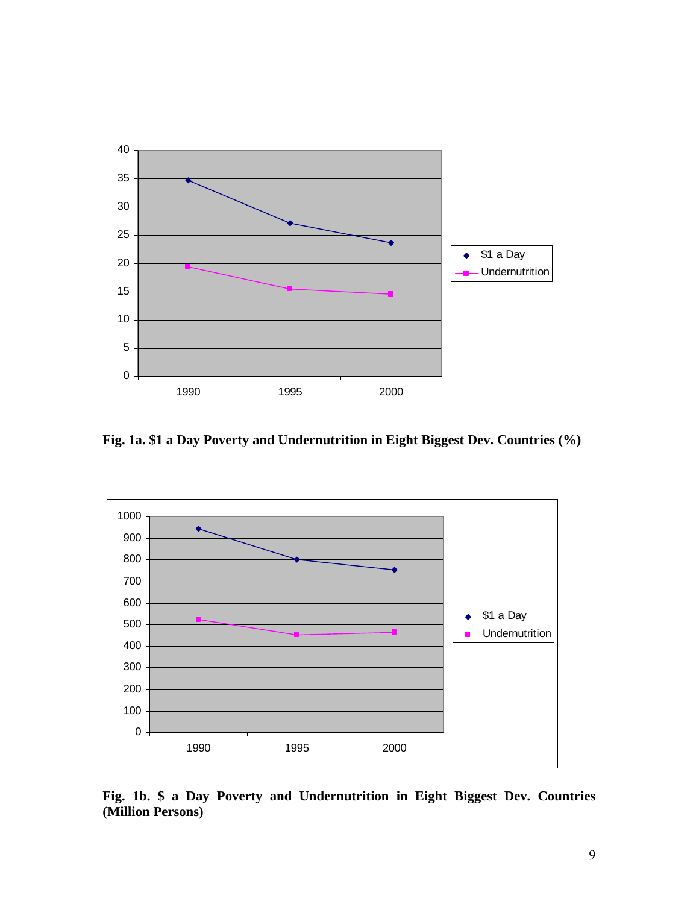Fig. 1a. $1 a Day Poverty and Undernutrition in Eight Biggest Dev. Countries (%)

Fig. 1b. $ a Day Poverty and Undernutrition in Eight Biggest Dev. Countries (Million Persons)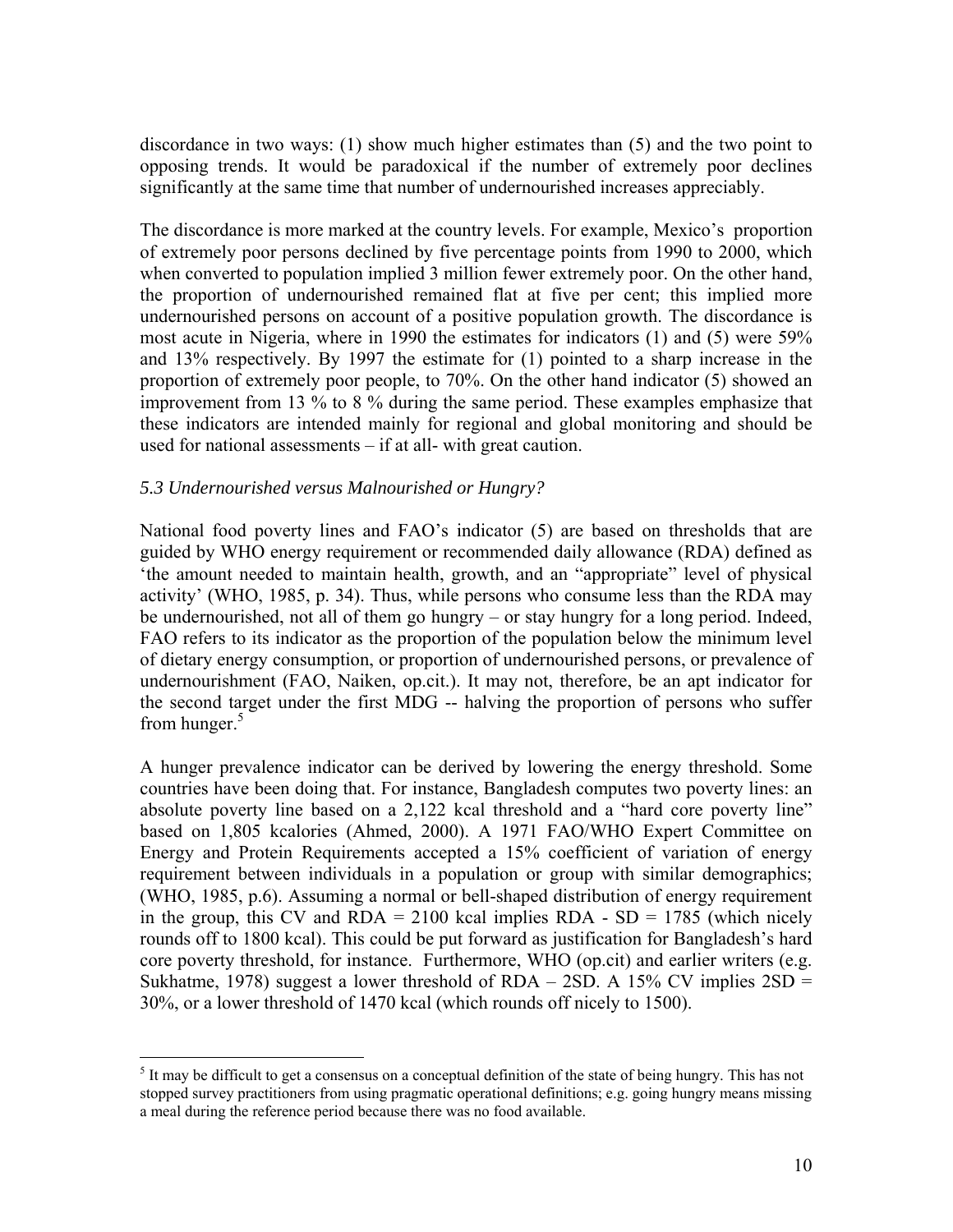discordance in two ways: (1) show much higher estimates than (5) and the two point to opposing trends. It would be paradoxical if the number of extremely poor declines significantly at the same time that number of undernourished increases appreciably.

The discordance is more marked at the country levels. For example, Mexico's proportion of extremely poor persons declined by five percentage points from 1990 to 2000, which when converted to population implied 3 million fewer extremely poor. On the other hand, the proportion of undernourished remained flat at five per cent; this implied more undernourished persons on account of a positive population growth. The discordance is most acute in Nigeria, where in 1990 the estimates for indicators (1) and (5) were 59% and 13% respectively. By 1997 the estimate for (1) pointed to a sharp increase in the proportion of extremely poor people, to 70%. On the other hand indicator (5) showed an improvement from 13 % to 8 % during the same period. These examples emphasize that these indicators are intended mainly for regional and global monitoring and should be used for national assessments – if at all- with great caution.

### *5.3 Undernourished versus Malnourished or Hungry?*

National food poverty lines and FAO's indicator (5) are based on thresholds that are guided by WHO energy requirement or recommended daily allowance (RDA) defined as 'the amount needed to maintain health, growth, and an "appropriate" level of physical activity' (WHO, 1985, p. 34). Thus, while persons who consume less than the RDA may be undernourished, not all of them go hungry – or stay hungry for a long period. Indeed, FAO refers to its indicator as the proportion of the population below the minimum level of dietary energy consumption, or proportion of undernourished persons, or prevalence of undernourishment (FAO, Naiken, op.cit.). It may not, therefore, be an apt indicator for the second target under the first MDG -- halving the proportion of persons who suffer from hunger.[5]

A hunger prevalence indicator can be derived by lowering the energy threshold. Some countries have been doing that. For instance, Bangladesh computes two poverty lines: an absolute poverty line based on a 2,122 kcal threshold and a "hard core poverty line" based on 1,805 kcalories (Ahmed, 2000). A 1971 FAO/WHO Expert Committee on Energy and Protein Requirements accepted a 15% coefficient of variation of energy requirement between individuals in a population or group with similar demographics; (WHO, 1985, p.6). Assuming a normal or bell-shaped distribution of energy requirement in the group, this CV and RDA = 2100 kcal implies RDA - SD = 1785 (which nicely rounds off to 1800 kcal). This could be put forward as justification for Bangladesh's hard core poverty threshold, for instance. Furthermore, WHO (op.cit) and earlier writers (e.g. Sukhatme, 1978) suggest a lower threshold of RDA – 2SD. A 15% CV implies 2SD = 30%, or a lower threshold of 1470 kcal (which rounds off nicely to 1500).

---

[5] It may be difficult to get a consensus on a conceptual definition of the state of being hungry. This has not stopped survey practitioners from using pragmatic operational definitions; e.g. going hungry means missing a meal during the reference period because there was no food available.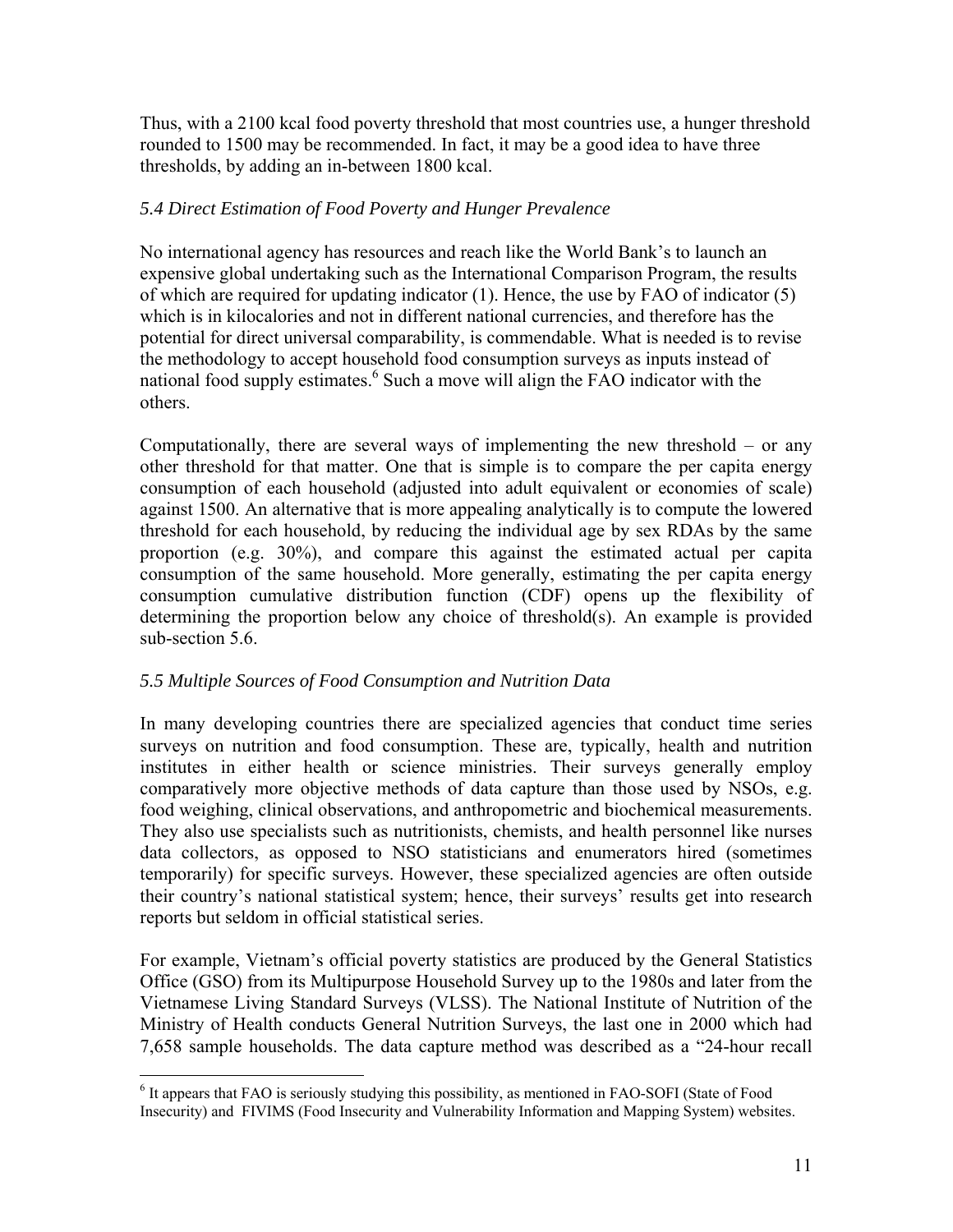Thus, with a 2100 kcal food poverty threshold that most countries use, a hunger threshold rounded to 1500 may be recommended. In fact, it may be a good idea to have three thresholds, by adding an in-between 1800 kcal.

### *5.4 Direct Estimation of Food Poverty and Hunger Prevalence*

No international agency has resources and reach like the World Bank's to launch an expensive global undertaking such as the International Comparison Program, the results of which are required for updating indicator (1). Hence, the use by FAO of indicator (5) which is in kilocalories and not in different national currencies, and therefore has the potential for direct universal comparability, is commendable. What is needed is to revise the methodology to accept household food consumption surveys as inputs instead of national food supply estimates.[6] Such a move will align the FAO indicator with the others.

Computationally, there are several ways of implementing the new threshold – or any other threshold for that matter. One that is simple is to compare the per capita energy consumption of each household (adjusted into adult equivalent or economies of scale) against 1500. An alternative that is more appealing analytically is to compute the lowered threshold for each household, by reducing the individual age by sex RDAs by the same proportion (e.g. 30%), and compare this against the estimated actual per capita consumption of the same household. More generally, estimating the per capita energy consumption cumulative distribution function (CDF) opens up the flexibility of determining the proportion below any choice of threshold(s). An example is provided sub-section 5.6.

### *5.5 Multiple Sources of Food Consumption and Nutrition Data*

In many developing countries there are specialized agencies that conduct time series surveys on nutrition and food consumption. These are, typically, health and nutrition institutes in either health or science ministries. Their surveys generally employ comparatively more objective methods of data capture than those used by NSOs, e.g. food weighing, clinical observations, and anthropometric and biochemical measurements. They also use specialists such as nutritionists, chemists, and health personnel like nurses data collectors, as opposed to NSO statisticians and enumerators hired (sometimes temporarily) for specific surveys. However, these specialized agencies are often outside their country's national statistical system; hence, their surveys' results get into research reports but seldom in official statistical series.

For example, Vietnam's official poverty statistics are produced by the General Statistics Office (GSO) from its Multipurpose Household Survey up to the 1980s and later from the Vietnamese Living Standard Surveys (VLSS). The National Institute of Nutrition of the Ministry of Health conducts General Nutrition Surveys, the last one in 2000 which had 7,658 sample households. The data capture method was described as a "24-hour recall

---

[6] It appears that FAO is seriously studying this possibility, as mentioned in FAO-SOFI (State of Food Insecurity) and FIVIMS (Food Insecurity and Vulnerability Information and Mapping System) websites.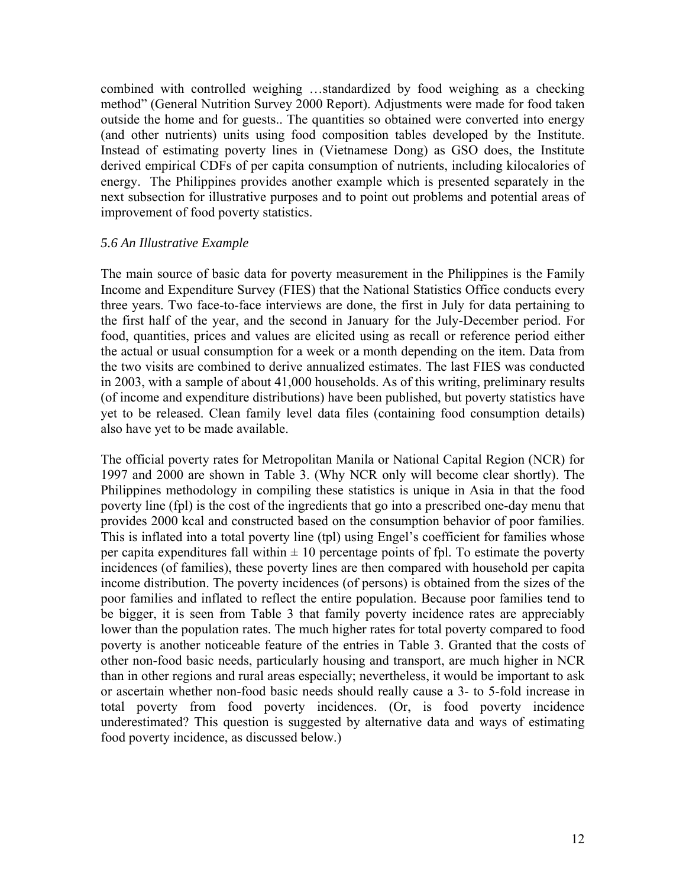combined with controlled weighing …standardized by food weighing as a checking method" (General Nutrition Survey 2000 Report). Adjustments were made for food taken outside the home and for guests.. The quantities so obtained were converted into energy (and other nutrients) units using food composition tables developed by the Institute. Instead of estimating poverty lines in (Vietnamese Dong) as GSO does, the Institute derived empirical CDFs of per capita consumption of nutrients, including kilocalories of energy. The Philippines provides another example which is presented separately in the next subsection for illustrative purposes and to point out problems and potential areas of improvement of food poverty statistics.

### *5.6 An Illustrative Example*

The main source of basic data for poverty measurement in the Philippines is the Family Income and Expenditure Survey (FIES) that the National Statistics Office conducts every three years. Two face-to-face interviews are done, the first in July for data pertaining to the first half of the year, and the second in January for the July-December period. For food, quantities, prices and values are elicited using as recall or reference period either the actual or usual consumption for a week or a month depending on the item. Data from the two visits are combined to derive annualized estimates. The last FIES was conducted in 2003, with a sample of about 41,000 households. As of this writing, preliminary results (of income and expenditure distributions) have been published, but poverty statistics have yet to be released. Clean family level data files (containing food consumption details) also have yet to be made available.

The official poverty rates for Metropolitan Manila or National Capital Region (NCR) for 1997 and 2000 are shown in Table 3. (Why NCR only will become clear shortly). The Philippines methodology in compiling these statistics is unique in Asia in that the food poverty line (fpl) is the cost of the ingredients that go into a prescribed one-day menu that provides 2000 kcal and constructed based on the consumption behavior of poor families. This is inflated into a total poverty line (tpl) using Engel's coefficient for families whose per capita expenditures fall within ± 10 percentage points of fpl. To estimate the poverty incidences (of families), these poverty lines are then compared with household per capita income distribution. The poverty incidences (of persons) is obtained from the sizes of the poor families and inflated to reflect the entire population. Because poor families tend to be bigger, it is seen from Table 3 that family poverty incidence rates are appreciably lower than the population rates. The much higher rates for total poverty compared to food poverty is another noticeable feature of the entries in Table 3. Granted that the costs of other non-food basic needs, particularly housing and transport, are much higher in NCR than in other regions and rural areas especially; nevertheless, it would be important to ask or ascertain whether non-food basic needs should really cause a 3- to 5-fold increase in total poverty from food poverty incidences. (Or, is food poverty incidence underestimated? This question is suggested by alternative data and ways of estimating food poverty incidence, as discussed below.)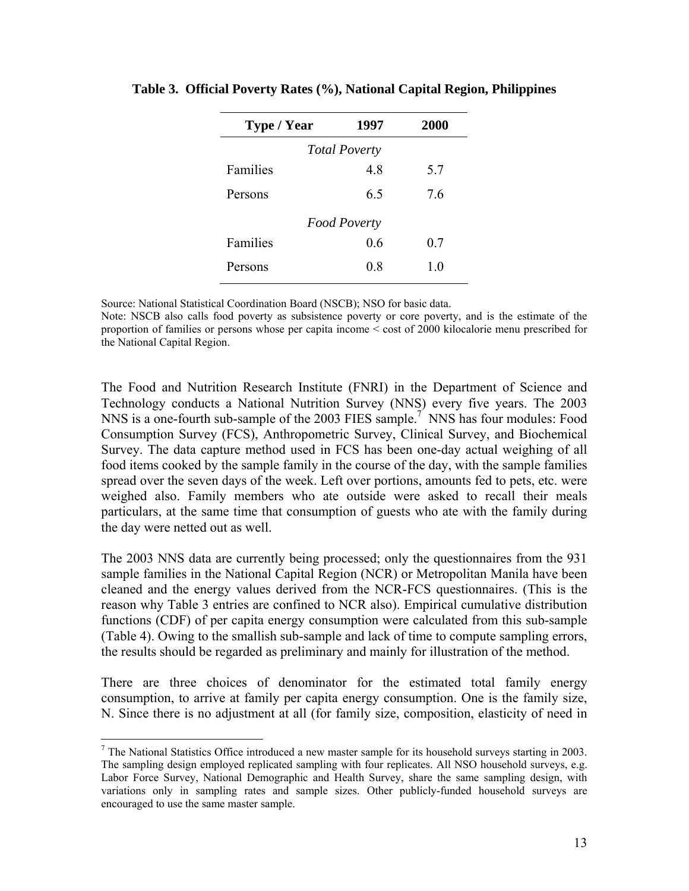**Table 3. Official Poverty Rates (%), National Capital Region, Philippines**

| Type / Year | 1997 | 2000 |
|---|---|---|
| *Total Poverty* | | |
| Families | 4.8 | 5.7 |
| Persons | 6.5 | 7.6 |
| *Food Poverty* | | |
| Families | 0.6 | 0.7 |
| Persons | 0.8 | 1.0 |

Source: National Statistical Coordination Board (NSCB); NSO for basic data.
Note: NSCB also calls food poverty as subsistence poverty or core poverty, and is the estimate of the proportion of families or persons whose per capita income < cost of 2000 kilocalorie menu prescribed for the National Capital Region.

The Food and Nutrition Research Institute (FNRI) in the Department of Science and Technology conducts a National Nutrition Survey (NNS) every five years. The 2003 NNS is a one-fourth sub-sample of the 2003 FIES sample.[7] NNS has four modules: Food Consumption Survey (FCS), Anthropometric Survey, Clinical Survey, and Biochemical Survey. The data capture method used in FCS has been one-day actual weighing of all food items cooked by the sample family in the course of the day, with the sample families spread over the seven days of the week. Left over portions, amounts fed to pets, etc. were weighed also. Family members who ate outside were asked to recall their meals particulars, at the same time that consumption of guests who ate with the family during the day were netted out as well.

The 2003 NNS data are currently being processed; only the questionnaires from the 931 sample families in the National Capital Region (NCR) or Metropolitan Manila have been cleaned and the energy values derived from the NCR-FCS questionnaires. (This is the reason why Table 3 entries are confined to NCR also). Empirical cumulative distribution functions (CDF) of per capita energy consumption were calculated from this sub-sample (Table 4). Owing to the smallish sub-sample and lack of time to compute sampling errors, the results should be regarded as preliminary and mainly for illustration of the method.

There are three choices of denominator for the estimated total family energy consumption, to arrive at family per capita energy consumption. One is the family size, N. Since there is no adjustment at all (for family size, composition, elasticity of need in

[7] The National Statistics Office introduced a new master sample for its household surveys starting in 2003. The sampling design employed replicated sampling with four replicates. All NSO household surveys, e.g. Labor Force Survey, National Demographic and Health Survey, share the same sampling design, with variations only in sampling rates and sample sizes. Other publicly-funded household surveys are encouraged to use the same master sample.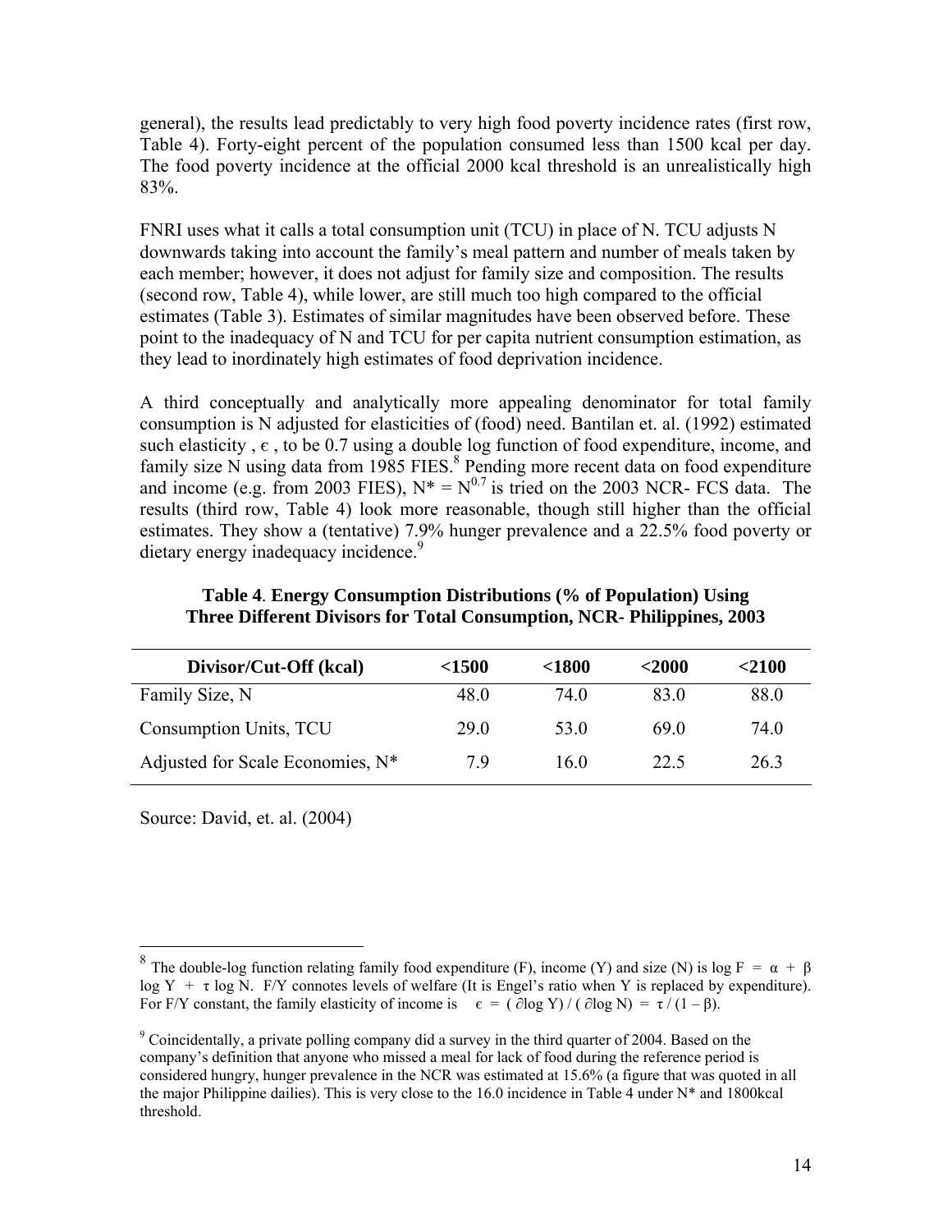general), the results lead predictably to very high food poverty incidence rates (first row, Table 4). Forty-eight percent of the population consumed less than 1500 kcal per day. The food poverty incidence at the official 2000 kcal threshold is an unrealistically high 83%.

FNRI uses what it calls a total consumption unit (TCU) in place of N. TCU adjusts N downwards taking into account the family's meal pattern and number of meals taken by each member; however, it does not adjust for family size and composition. The results (second row, Table 4), while lower, are still much too high compared to the official estimates (Table 3). Estimates of similar magnitudes have been observed before. These point to the inadequacy of N and TCU for per capita nutrient consumption estimation, as they lead to inordinately high estimates of food deprivation incidence.

A third conceptually and analytically more appealing denominator for total family consumption is N adjusted for elasticities of (food) need. Bantilan et. al. (1992) estimated such elasticity , $\epsilon$ , to be 0.7 using a double log function of food expenditure, income, and family size N using data from 1985 FIES.[8] Pending more recent data on food expenditure and income (e.g. from 2003 FIES), $N^* = N^{0.7}$ is tried on the 2003 NCR- FCS data. The results (third row, Table 4) look more reasonable, though still higher than the official estimates. They show a (tentative) 7.9% hunger prevalence and a 22.5% food poverty or dietary energy inadequacy incidence.[9]

**Table 4. Energy Consumption Distributions (% of Population) Using Three Different Divisors for Total Consumption, NCR- Philippines, 2003**

| Divisor/Cut-Off (kcal) | <1500 | <1800 | <2000 | <2100 |
|---|---|---|---|---|
| Family Size, N | 48.0 | 74.0 | 83.0 | 88.0 |
| Consumption Units, TCU | 29.0 | 53.0 | 69.0 | 74.0 |
| Adjusted for Scale Economies, N* | 7.9 | 16.0 | 22.5 | 26.3 |

Source: David, et. al. (2004)

---

[8] The double-log function relating family food expenditure (F), income (Y) and size (N) is $\log F = \alpha + \beta \log Y + \tau \log N$. F/Y connotes levels of welfare (It is Engel's ratio when Y is replaced by expenditure). For F/Y constant, the family elasticity of income is $\epsilon = (\partial \log Y) / (\partial \log N) = \tau / (1 - \beta)$.

[9] Coincidentally, a private polling company did a survey in the third quarter of 2004. Based on the company's definition that anyone who missed a meal for lack of food during the reference period is considered hungry, hunger prevalence in the NCR was estimated at 15.6% (a figure that was quoted in all the major Philippine dailies). This is very close to the 16.0 incidence in Table 4 under N* and 1800kcal threshold.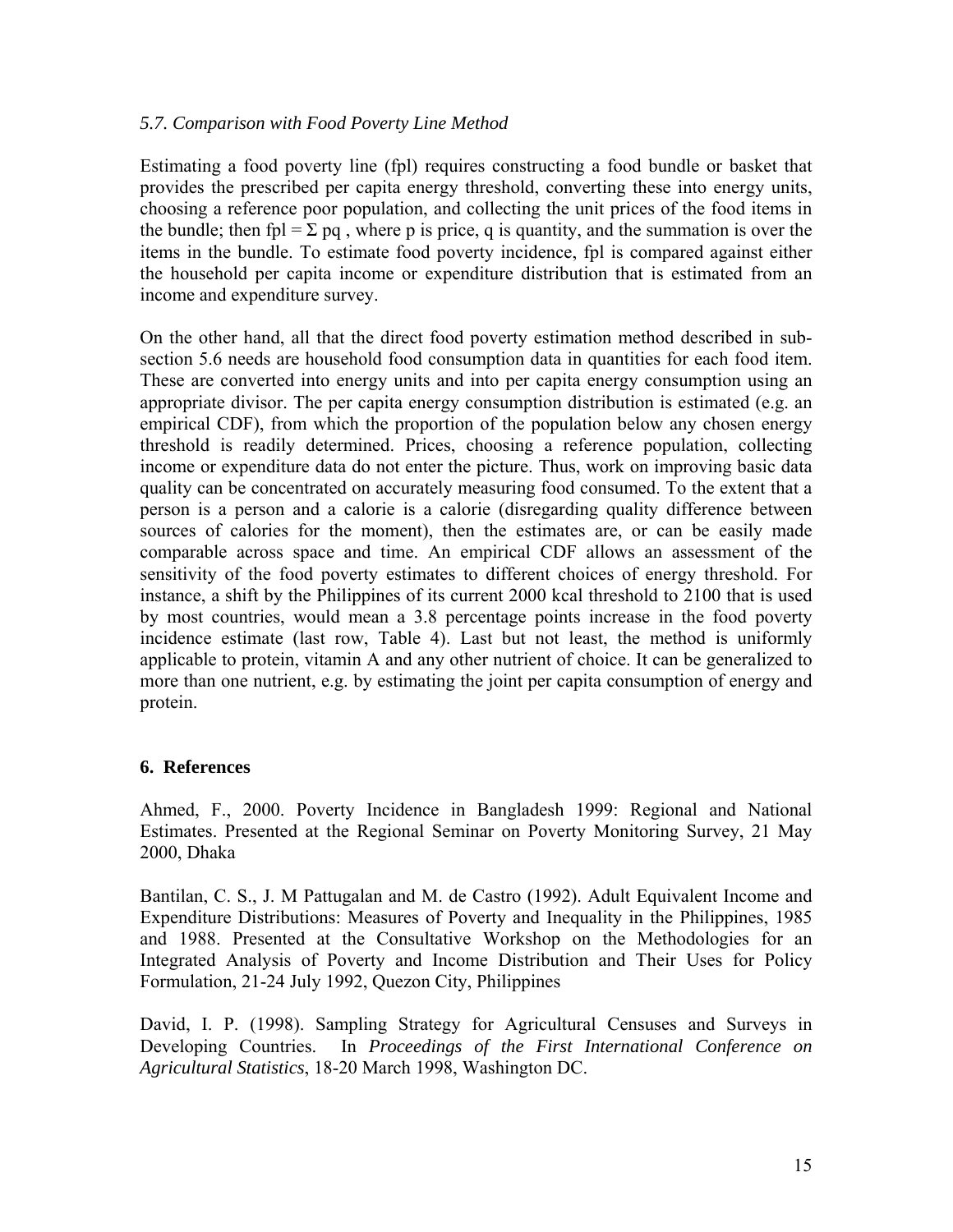### *5.7. Comparison with Food Poverty Line Method*

Estimating a food poverty line (fpl) requires constructing a food bundle or basket that provides the prescribed per capita energy threshold, converting these into energy units, choosing a reference poor population, and collecting the unit prices of the food items in the bundle; then $fpl = \Sigma pq$ , where p is price, q is quantity, and the summation is over the items in the bundle. To estimate food poverty incidence, fpl is compared against either the household per capita income or expenditure distribution that is estimated from an income and expenditure survey.

On the other hand, all that the direct food poverty estimation method described in sub-section 5.6 needs are household food consumption data in quantities for each food item. These are converted into energy units and into per capita energy consumption using an appropriate divisor. The per capita energy consumption distribution is estimated (e.g. an empirical CDF), from which the proportion of the population below any chosen energy threshold is readily determined. Prices, choosing a reference population, collecting income or expenditure data do not enter the picture. Thus, work on improving basic data quality can be concentrated on accurately measuring food consumed. To the extent that a person is a person and a calorie is a calorie (disregarding quality difference between sources of calories for the moment), then the estimates are, or can be easily made comparable across space and time. An empirical CDF allows an assessment of the sensitivity of the food poverty estimates to different choices of energy threshold. For instance, a shift by the Philippines of its current 2000 kcal threshold to 2100 that is used by most countries, would mean a 3.8 percentage points increase in the food poverty incidence estimate (last row, Table 4). Last but not least, the method is uniformly applicable to protein, vitamin A and any other nutrient of choice. It can be generalized to more than one nutrient, e.g. by estimating the joint per capita consumption of energy and protein.

## 6. References

Ahmed, F., 2000. Poverty Incidence in Bangladesh 1999: Regional and National Estimates. Presented at the Regional Seminar on Poverty Monitoring Survey, 21 May 2000, Dhaka

Bantilan, C. S., J. M Pattugalan and M. de Castro (1992). Adult Equivalent Income and Expenditure Distributions: Measures of Poverty and Inequality in the Philippines, 1985 and 1988. Presented at the Consultative Workshop on the Methodologies for an Integrated Analysis of Poverty and Income Distribution and Their Uses for Policy Formulation, 21-24 July 1992, Quezon City, Philippines

David, I. P. (1998). Sampling Strategy for Agricultural Censuses and Surveys in Developing Countries. In *Proceedings of the First International Conference on Agricultural Statistics*, 18-20 March 1998, Washington DC.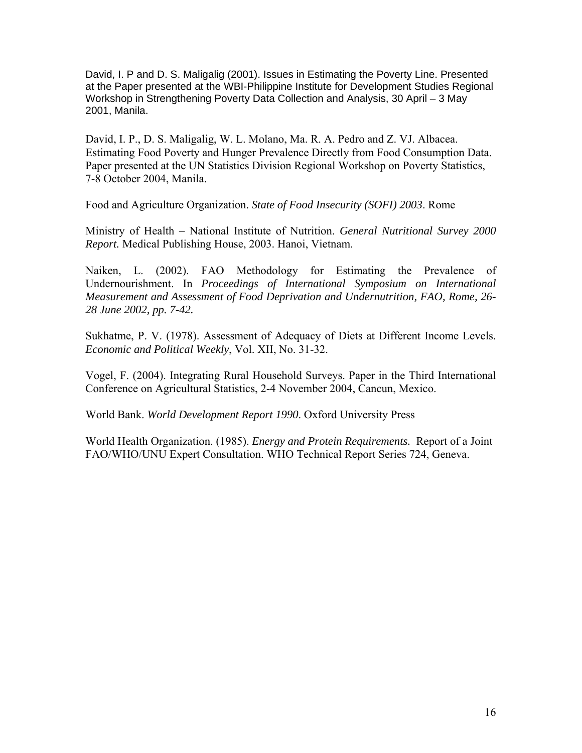David, I. P and D. S. Maligalig (2001). Issues in Estimating the Poverty Line. Presented at the Paper presented at the WBI-Philippine Institute for Development Studies Regional Workshop in Strengthening Poverty Data Collection and Analysis, 30 April – 3 May 2001, Manila.

David, I. P., D. S. Maligalig, W. L. Molano, Ma. R. A. Pedro and Z. VJ. Albacea. Estimating Food Poverty and Hunger Prevalence Directly from Food Consumption Data. Paper presented at the UN Statistics Division Regional Workshop on Poverty Statistics, 7-8 October 2004, Manila.

Food and Agriculture Organization. *State of Food Insecurity (SOFI) 2003*. Rome

Ministry of Health – National Institute of Nutrition. *General Nutritional Survey 2000 Report.* Medical Publishing House, 2003. Hanoi, Vietnam.

Naiken, L. (2002). FAO Methodology for Estimating the Prevalence of Undernourishment. In *Proceedings of International Symposium on International Measurement and Assessment of Food Deprivation and Undernutrition, FAO, Rome, 26-28 June 2002, pp. 7-42.*

Sukhatme, P. V. (1978). Assessment of Adequacy of Diets at Different Income Levels. *Economic and Political Weekly*, Vol. XII, No. 31-32.

Vogel, F. (2004). Integrating Rural Household Surveys. Paper in the Third International Conference on Agricultural Statistics, 2-4 November 2004, Cancun, Mexico.

World Bank. *World Development Report 1990*. Oxford University Press

World Health Organization. (1985). *Energy and Protein Requirements.* Report of a Joint FAO/WHO/UNU Expert Consultation. WHO Technical Report Series 724, Geneva.